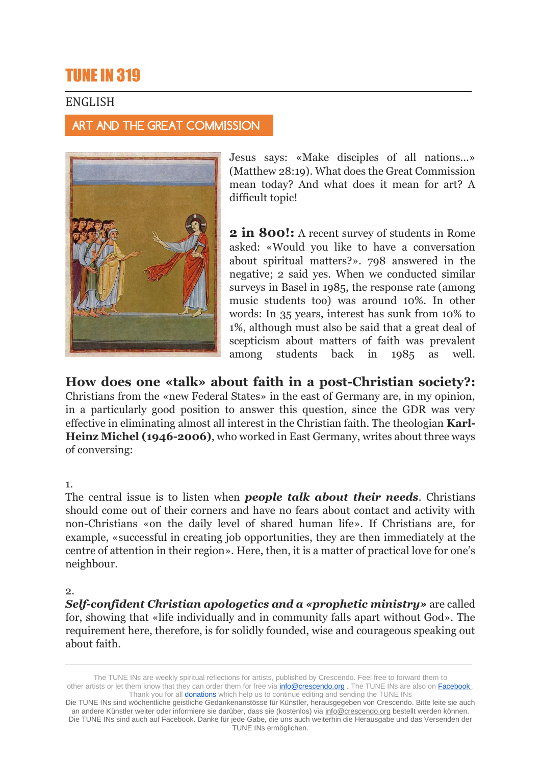# TUNE IN 319

ENGLISH

## ART AND THE GREAT COMMISSION

Jesus says: «Make disciples of all nations...» (Matthew 28:19). What does the Great Commission mean today? And what does it mean for art? A difficult topic!

**2 in 800!:** A recent survey of students in Rome asked: «Would you like to have a conversation about spiritual matters?». 798 answered in the negative; 2 said yes. When we conducted similar surveys in Basel in 1985, the response rate (among music students too) was around 10%. In other words: In 35 years, interest has sunk from 10% to 1%, although must also be said that a great deal of scepticism about matters of faith was prevalent among students back in 1985 as well.

**How does one «talk» about faith in a post-Christian society?:** Christians from the «new Federal States» in the east of Germany are, in my opinion, in a particularly good position to answer this question, since the GDR was very effective in eliminating almost all interest in the Christian faith. The theologian **Karl-Heinz Michel (1946-2006)**, who worked in East Germany, writes about three ways of conversing:

1.
The central issue is to listen when ***people talk about their needs***. Christians should come out of their corners and have no fears about contact and activity with non-Christians «on the daily level of shared human life». If Christians are, for example, «successful in creating job opportunities, they are then immediately at the centre of attention in their region». Here, then, it is a matter of practical love for one's neighbour.

2.
***Self-confident Christian apologetics and a «prophetic ministry»*** are called for, showing that «life individually and in community falls apart without God». The requirement here, therefore, is for solidly founded, wise and courageous speaking out about faith.

The TUNE INs are weekly spiritual reflections for artists, published by Crescendo. Feel free to forward them to other artists or let them know that they can order them for free via info@crescendo.org . The TUNE INs are also on Facebook . Thank you for all donations which help us to continue editing and sending the TUNE INs

Die TUNE INs sind wöchentliche geistliche Gedankenanstösse für Künstler, herausgegeben von Crescendo. Bitte leite sie auch an andere Künstler weiter oder informiere sie darüber, dass sie (kostenlos) via info@crescendo.org bestellt werden können. Die TUNE INs sind auch auf Facebook. Danke für jede Gabe, die uns auch weiterhin die Herausgabe und das Versenden der TUNE INs ermöglichen.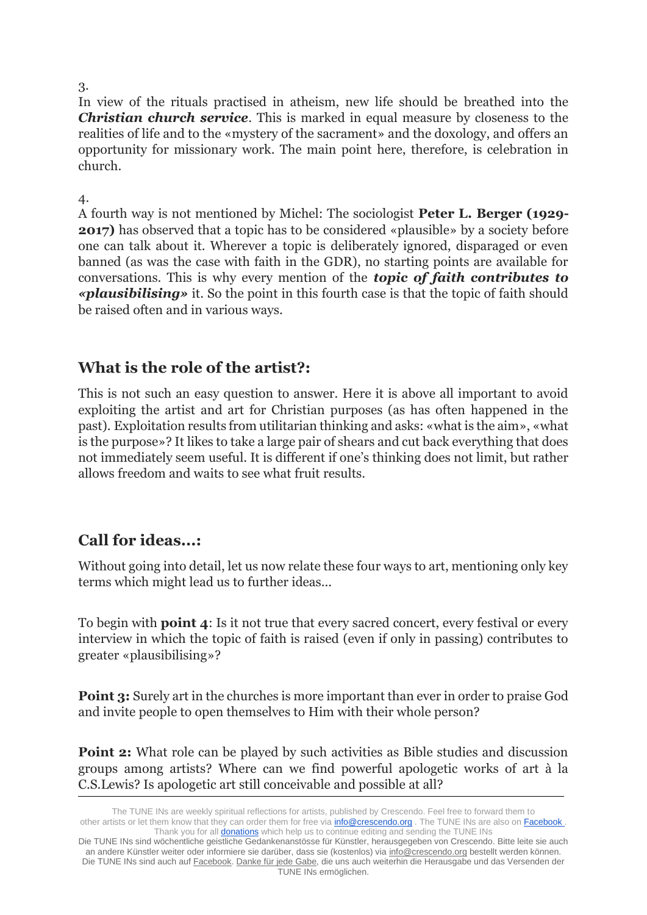3.

In view of the rituals practised in atheism, new life should be breathed into the ***Christian church service***. This is marked in equal measure by closeness to the realities of life and to the «mystery of the sacrament» and the doxology, and offers an opportunity for missionary work. The main point here, therefore, is celebration in church.

4.

A fourth way is not mentioned by Michel: The sociologist **Peter L. Berger (1929-2017)** has observed that a topic has to be considered «plausible» by a society before one can talk about it. Wherever a topic is deliberately ignored, disparaged or even banned (as was the case with faith in the GDR), no starting points are available for conversations. This is why every mention of the ***topic of faith contributes to «plausibilising»*** it. So the point in this fourth case is that the topic of faith should be raised often and in various ways.

## What is the role of the artist?:

This is not such an easy question to answer. Here it is above all important to avoid exploiting the artist and art for Christian purposes (as has often happened in the past). Exploitation results from utilitarian thinking and asks: «what is the aim», «what is the purpose»? It likes to take a large pair of shears and cut back everything that does not immediately seem useful. It is different if one's thinking does not limit, but rather allows freedom and waits to see what fruit results.

## Call for ideas...:

Without going into detail, let us now relate these four ways to art, mentioning only key terms which might lead us to further ideas...

To begin with **point 4**: Is it not true that every sacred concert, every festival or every interview in which the topic of faith is raised (even if only in passing) contributes to greater «plausibilising»?

**Point 3:** Surely art in the churches is more important than ever in order to praise God and invite people to open themselves to Him with their whole person?

**Point 2:** What role can be played by such activities as Bible studies and discussion groups among artists? Where can we find powerful apologetic works of art à la C.S.Lewis? Is apologetic art still conceivable and possible at all?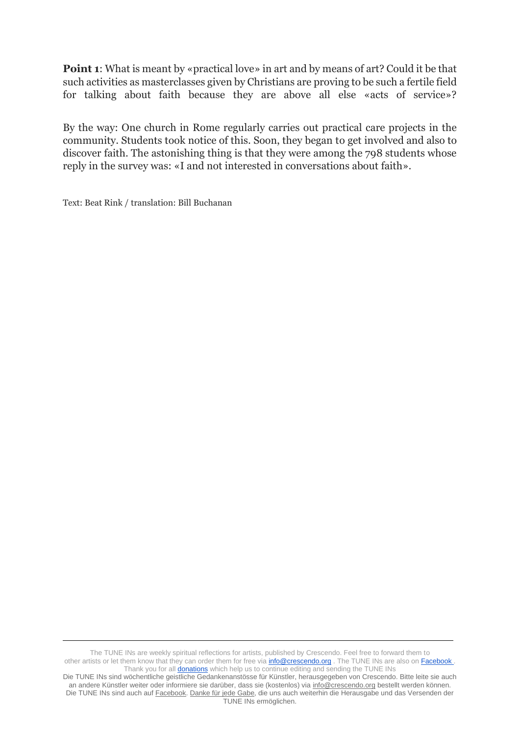**Point 1**: What is meant by «practical love» in art and by means of art? Could it be that such activities as masterclasses given by Christians are proving to be such a fertile field for talking about faith because they are above all else «acts of service»?

By the way: One church in Rome regularly carries out practical care projects in the community. Students took notice of this. Soon, they began to get involved and also to discover faith. The astonishing thing is that they were among the 798 students whose reply in the survey was: «I and not interested in conversations about faith».

Text: Beat Rink / translation: Bill Buchanan

---

The TUNE INs are weekly spiritual reflections for artists, published by Crescendo. Feel free to forward them to other artists or let them know that they can order them for free via info@crescendo.org . The TUNE INs are also on Facebook . Thank you for all donations which help us to continue editing and sending the TUNE INs

Die TUNE INs sind wöchentliche geistliche Gedankenanstösse für Künstler, herausgegeben von Crescendo. Bitte leite sie auch an andere Künstler weiter oder informiere sie darüber, dass sie (kostenlos) via info@crescendo.org bestellt werden können. Die TUNE INs sind auch auf Facebook. Danke für jede Gabe, die uns auch weiterhin die Herausgabe und das Versenden der TUNE INs ermöglichen.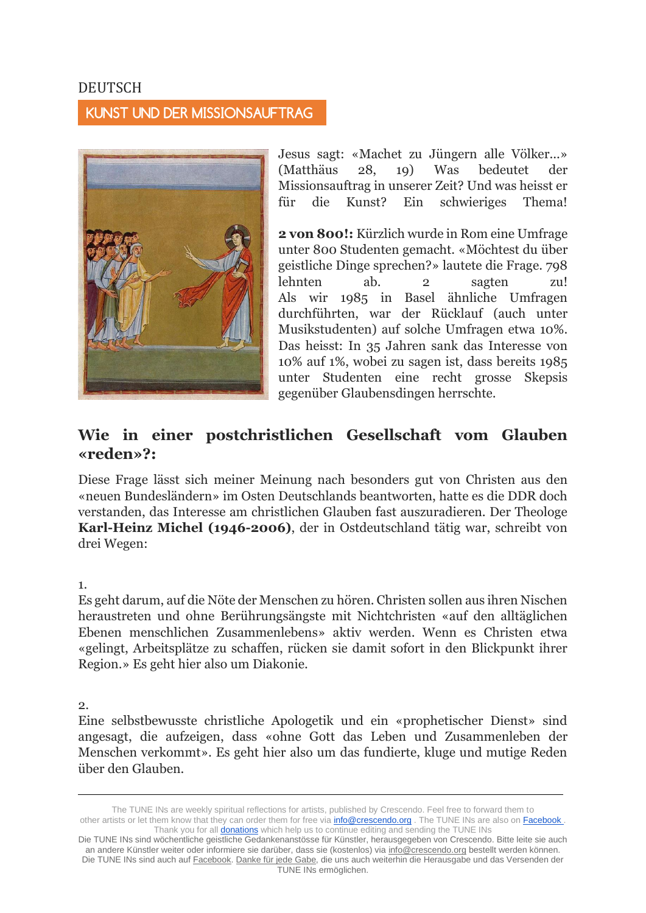DEUTSCH

## KUNST UND DER MISSIONSAUFTRAG

Jesus sagt: «Machet zu Jüngern alle Völker…» (Matthäus 28, 19) Was bedeutet der Missionsauftrag in unserer Zeit? Und was heisst er für die Kunst? Ein schwieriges Thema!

**2 von 800!:** Kürzlich wurde in Rom eine Umfrage unter 800 Studenten gemacht. «Möchtest du über geistliche Dinge sprechen?» lautete die Frage. 798 lehnten ab. 2 sagten zu! Als wir 1985 in Basel ähnliche Umfragen durchführten, war der Rücklauf (auch unter Musikstudenten) auf solche Umfragen etwa 10%. Das heisst: In 35 Jahren sank das Interesse von 10% auf 1%, wobei zu sagen ist, dass bereits 1985 unter Studenten eine recht grosse Skepsis gegenüber Glaubensdingen herrschte.

## Wie in einer postchristlichen Gesellschaft vom Glauben «reden»?:

Diese Frage lässt sich meiner Meinung nach besonders gut von Christen aus den «neuen Bundesländern» im Osten Deutschlands beantworten, hatte es die DDR doch verstanden, das Interesse am christlichen Glauben fast auszuradieren. Der Theologe **Karl-Heinz Michel (1946-2006)**, der in Ostdeutschland tätig war, schreibt von drei Wegen:

1.
Es geht darum, auf die Nöte der Menschen zu hören. Christen sollen aus ihren Nischen heraustreten und ohne Berührungsängste mit Nichtchristen «auf den alltäglichen Ebenen menschlichen Zusammenlebens» aktiv werden. Wenn es Christen etwa «gelingt, Arbeitsplätze zu schaffen, rücken sie damit sofort in den Blickpunkt ihrer Region.» Es geht hier also um Diakonie.

2.
Eine selbstbewusste christliche Apologetik und ein «prophetischer Dienst» sind angesagt, die aufzeigen, dass «ohne Gott das Leben und Zusammenleben der Menschen verkommt». Es geht hier also um das fundierte, kluge und mutige Reden über den Glauben.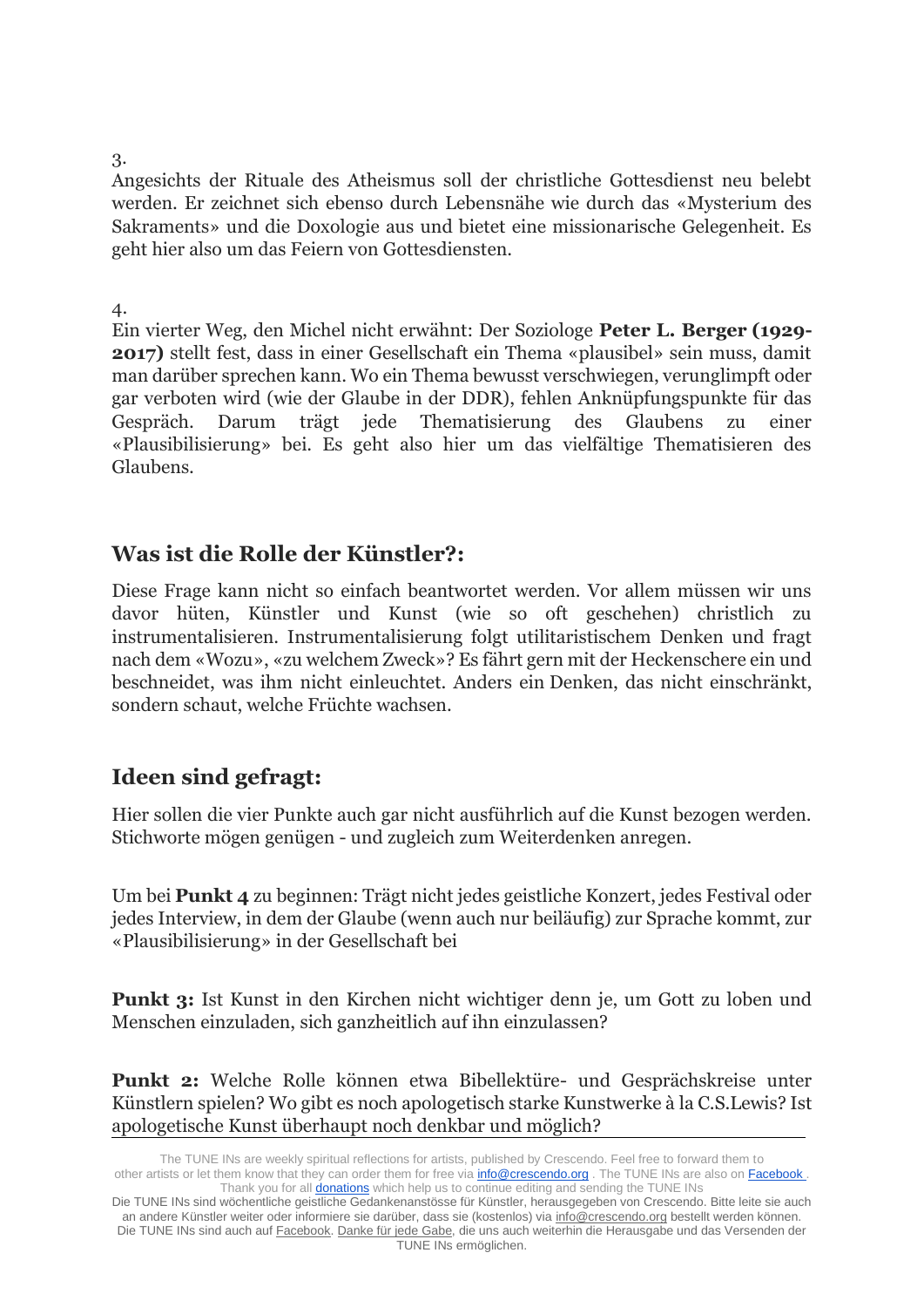3.
Angesichts der Rituale des Atheismus soll der christliche Gottesdienst neu belebt werden. Er zeichnet sich ebenso durch Lebensnähe wie durch das «Mysterium des Sakraments» und die Doxologie aus und bietet eine missionarische Gelegenheit. Es geht hier also um das Feiern von Gottesdiensten.

4.
Ein vierter Weg, den Michel nicht erwähnt: Der Soziologe **Peter L. Berger (1929-2017)** stellt fest, dass in einer Gesellschaft ein Thema «plausibel» sein muss, damit man darüber sprechen kann. Wo ein Thema bewusst verschwiegen, verunglimpft oder gar verboten wird (wie der Glaube in der DDR), fehlen Anknüpfungspunkte für das Gespräch. Darum trägt jede Thematisierung des Glaubens zu einer «Plausibilisierung» bei. Es geht also hier um das vielfältige Thematisieren des Glaubens.

## Was ist die Rolle der Künstler?:

Diese Frage kann nicht so einfach beantwortet werden. Vor allem müssen wir uns davor hüten, Künstler und Kunst (wie so oft geschehen) christlich zu instrumentalisieren. Instrumentalisierung folgt utilitaristischem Denken und fragt nach dem «Wozu», «zu welchem Zweck»? Es fährt gern mit der Heckenschere ein und beschneidet, was ihm nicht einleuchtet. Anders ein Denken, das nicht einschränkt, sondern schaut, welche Früchte wachsen.

## Ideen sind gefragt:

Hier sollen die vier Punkte auch gar nicht ausführlich auf die Kunst bezogen werden. Stichworte mögen genügen - und zugleich zum Weiterdenken anregen.

Um bei **Punkt 4** zu beginnen: Trägt nicht jedes geistliche Konzert, jedes Festival oder jedes Interview, in dem der Glaube (wenn auch nur beiläufig) zur Sprache kommt, zur «Plausibilisierung» in der Gesellschaft bei

**Punkt 3:** Ist Kunst in den Kirchen nicht wichtiger denn je, um Gott zu loben und Menschen einzuladen, sich ganzheitlich auf ihn einzulassen?

**Punkt 2:** Welche Rolle können etwa Bibellektüre- und Gesprächskreise unter Künstlern spielen? Wo gibt es noch apologetisch starke Kunstwerke à la C.S.Lewis? Ist apologetische Kunst überhaupt noch denkbar und möglich?

The TUNE INs are weekly spiritual reflections for artists, published by Crescendo. Feel free to forward them to other artists or let them know that they can order them for free via info@crescendo.org . The TUNE INs are also on Facebook . Thank you for all donations which help us to continue editing and sending the TUNE INs
Die TUNE INs sind wöchentliche geistliche Gedankenanstösse für Künstler, herausgegeben von Crescendo. Bitte leite sie auch an andere Künstler weiter oder informiere sie darüber, dass sie (kostenlos) via info@crescendo.org bestellt werden können. Die TUNE INs sind auch auf Facebook. Danke für jede Gabe, die uns auch weiterhin die Herausgabe und das Versenden der TUNE INs ermöglichen.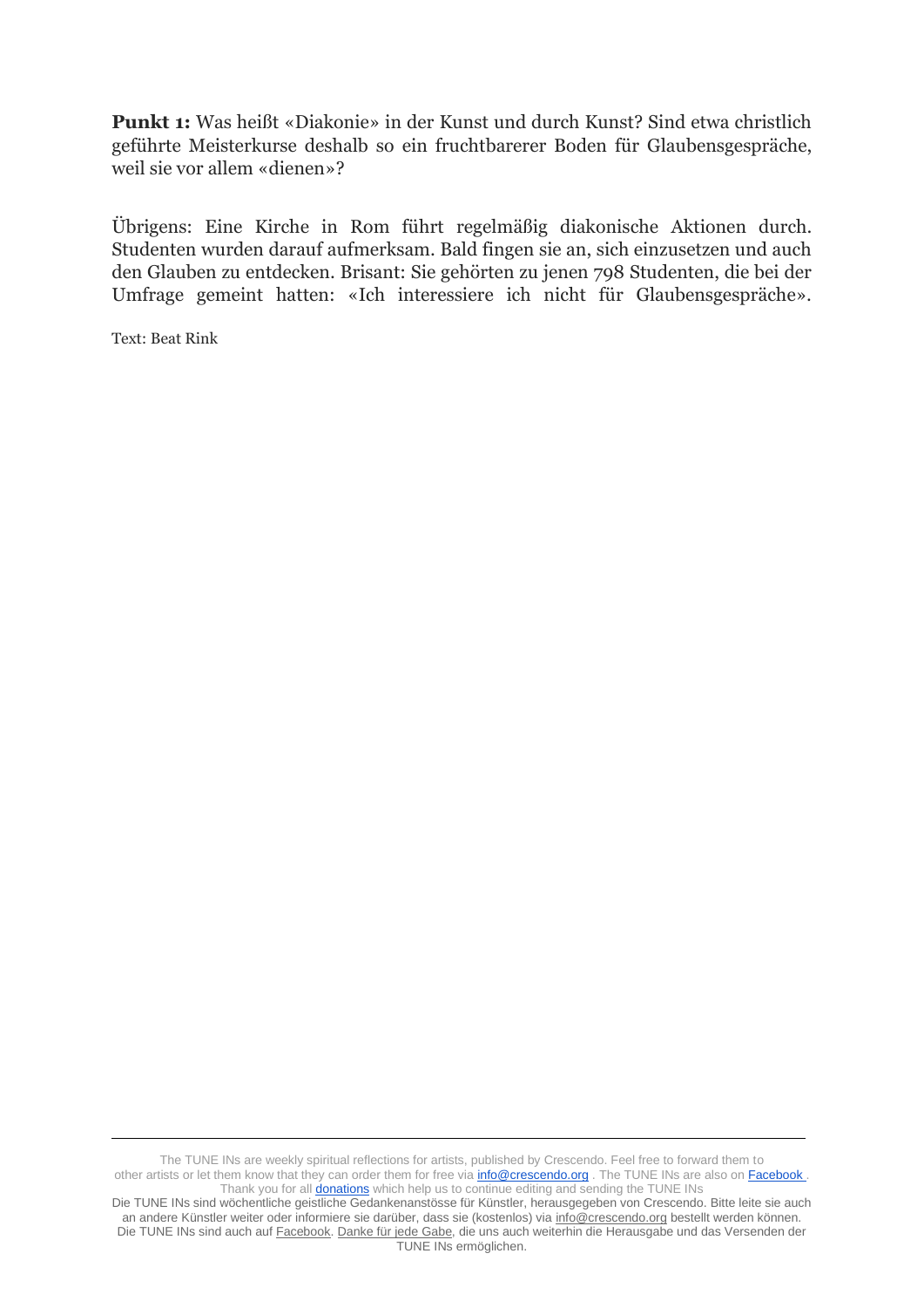**Punkt 1:** Was heißt «Diakonie» in der Kunst und durch Kunst? Sind etwa christlich geführte Meisterkurse deshalb so ein fruchtbarerer Boden für Glaubensgespräche, weil sie vor allem «dienen»?

Übrigens: Eine Kirche in Rom führt regelmäßig diakonische Aktionen durch. Studenten wurden darauf aufmerksam. Bald fingen sie an, sich einzusetzen und auch den Glauben zu entdecken. Brisant: Sie gehörten zu jenen 798 Studenten, die bei der Umfrage gemeint hatten: «Ich interessiere ich nicht für Glaubensgespräche».

Text: Beat Rink

---

The TUNE INs are weekly spiritual reflections for artists, published by Crescendo. Feel free to forward them to other artists or let them know that they can order them for free via info@crescendo.org . The TUNE INs are also on Facebook . Thank you for all donations which help us to continue editing and sending the TUNE INs

Die TUNE INs sind wöchentliche geistliche Gedankenanstösse für Künstler, herausgegeben von Crescendo. Bitte leite sie auch an andere Künstler weiter oder informiere sie darüber, dass sie (kostenlos) via info@crescendo.org bestellt werden können. Die TUNE INs sind auch auf Facebook. Danke für jede Gabe, die uns auch weiterhin die Herausgabe und das Versenden der TUNE INs ermöglichen.